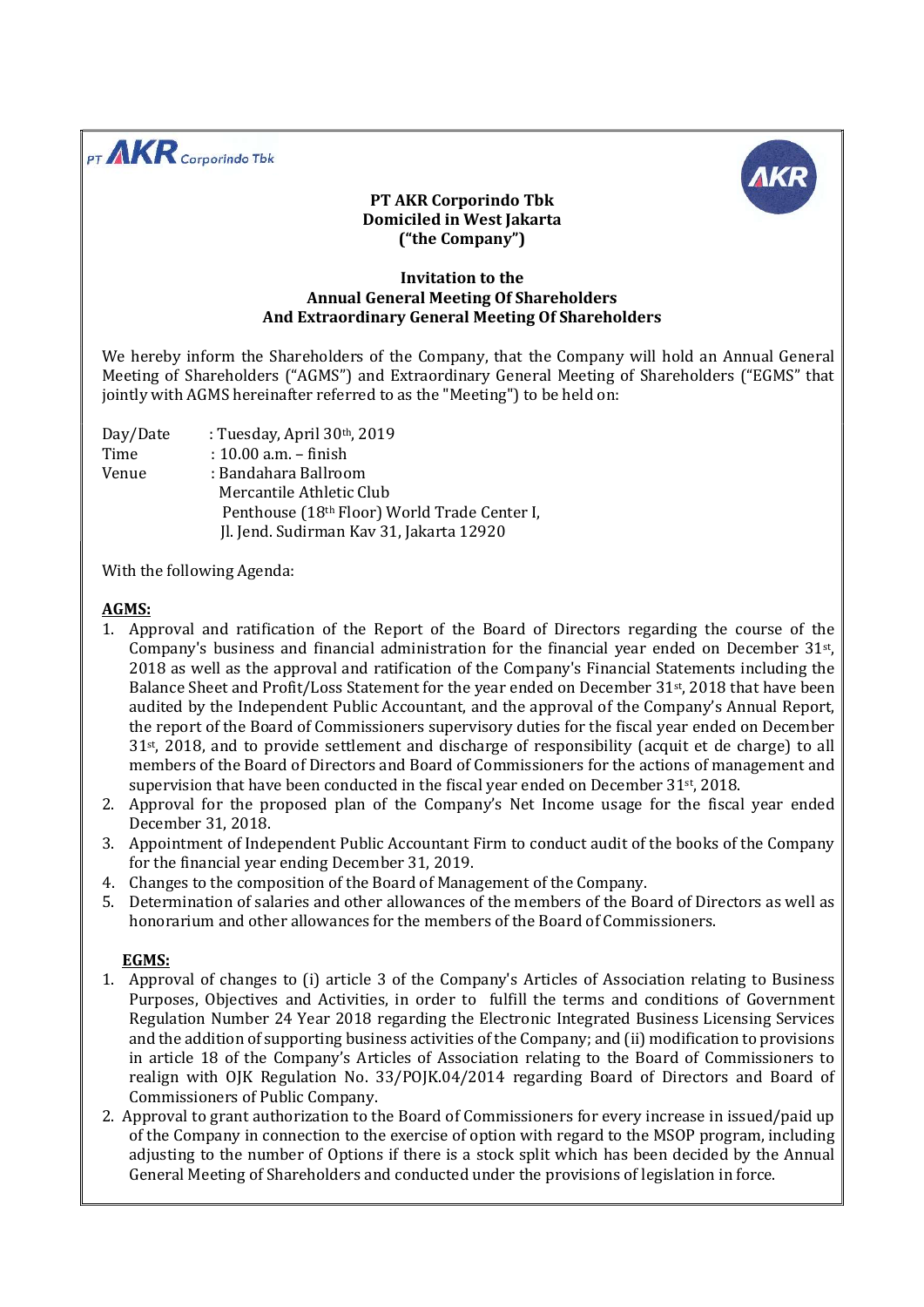PT AKR Corporindo Tbk

**PT AKR Corporindo Tbk**
**Domiciled in West Jakarta**
**("the Company")**

**Invitation to the**
**Annual General Meeting Of Shareholders**
**And Extraordinary General Meeting Of Shareholders**

We hereby inform the Shareholders of the Company, that the Company will hold an Annual General Meeting of Shareholders ("AGMS") and Extraordinary General Meeting of Shareholders ("EGMS" that jointly with AGMS hereinafter referred to as the "Meeting") to be held on:

Day/Date : Tuesday, April 30th, 2019
Time : 10.00 a.m. – finish
Venue : Bandahara Ballroom
Mercantile Athletic Club
Penthouse (18th Floor) World Trade Center I,
Jl. Jend. Sudirman Kav 31, Jakarta 12920

With the following Agenda:

**AGMS:**

1. Approval and ratification of the Report of the Board of Directors regarding the course of the Company's business and financial administration for the financial year ended on December 31st, 2018 as well as the approval and ratification of the Company's Financial Statements including the Balance Sheet and Profit/Loss Statement for the year ended on December 31st, 2018 that have been audited by the Independent Public Accountant, and the approval of the Company's Annual Report, the report of the Board of Commissioners supervisory duties for the fiscal year ended on December 31st, 2018, and to provide settlement and discharge of responsibility (acquit et de charge) to all members of the Board of Directors and Board of Commissioners for the actions of management and supervision that have been conducted in the fiscal year ended on December 31st, 2018.
2. Approval for the proposed plan of the Company's Net Income usage for the fiscal year ended December 31, 2018.
3. Appointment of Independent Public Accountant Firm to conduct audit of the books of the Company for the financial year ending December 31, 2019.
4. Changes to the composition of the Board of Management of the Company.
5. Determination of salaries and other allowances of the members of the Board of Directors as well as honorarium and other allowances for the members of the Board of Commissioners.

**EGMS:**

1. Approval of changes to (i) article 3 of the Company's Articles of Association relating to Business Purposes, Objectives and Activities, in order to fulfill the terms and conditions of Government Regulation Number 24 Year 2018 regarding the Electronic Integrated Business Licensing Services and the addition of supporting business activities of the Company; and (ii) modification to provisions in article 18 of the Company's Articles of Association relating to the Board of Commissioners to realign with OJK Regulation No. 33/POJK.04/2014 regarding Board of Directors and Board of Commissioners of Public Company.
2. Approval to grant authorization to the Board of Commissioners for every increase in issued/paid up of the Company in connection to the exercise of option with regard to the MSOP program, including adjusting to the number of Options if there is a stock split which has been decided by the Annual General Meeting of Shareholders and conducted under the provisions of legislation in force.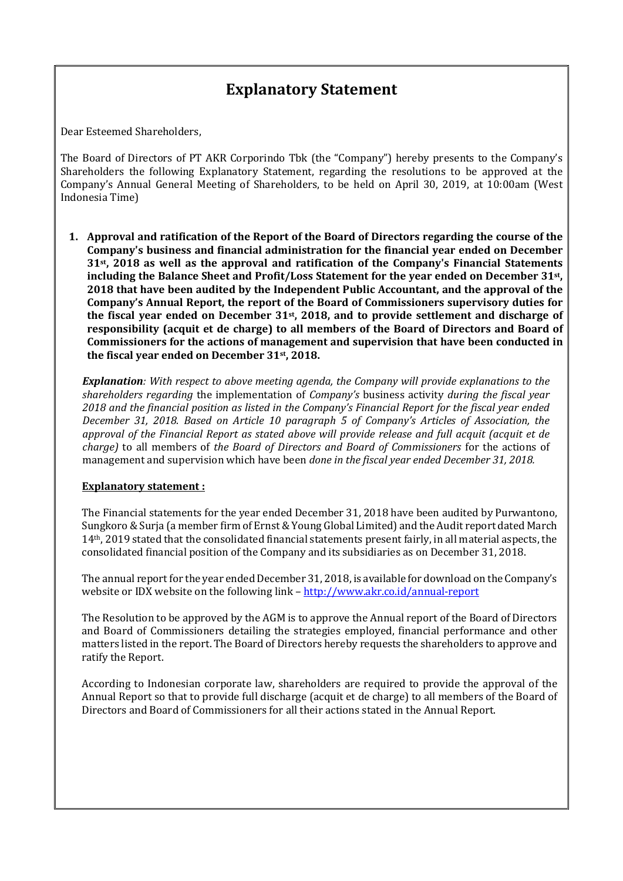# Explanatory Statement

Dear Esteemed Shareholders,

The Board of Directors of PT AKR Corporindo Tbk (the "Company") hereby presents to the Company's Shareholders the following Explanatory Statement, regarding the resolutions to be approved at the Company's Annual General Meeting of Shareholders, to be held on April 30, 2019, at 10:00am (West Indonesia Time)

1. **Approval and ratification of the Report of the Board of Directors regarding the course of the Company's business and financial administration for the financial year ended on December 31st, 2018 as well as the approval and ratification of the Company's Financial Statements including the Balance Sheet and Profit/Loss Statement for the year ended on December 31st, 2018 that have been audited by the Independent Public Accountant, and the approval of the Company's Annual Report, the report of the Board of Commissioners supervisory duties for the fiscal year ended on December 31st, 2018, and to provide settlement and discharge of responsibility (acquit et de charge) to all members of the Board of Directors and Board of Commissioners for the actions of management and supervision that have been conducted in the fiscal year ended on December 31st, 2018.**

   ***Explanation****: With respect to above meeting agenda, the Company will provide explanations to the shareholders regarding* the implementation of *Company's* business activity *during the fiscal year 2018 and the financial position as listed in the Company's Financial Report for the fiscal year ended December 31, 2018. Based on Article 10 paragraph 5 of Company's Articles of Association, the approval of the Financial Report as stated above will provide release and full acquit (acquit et de charge)* to all members of *the Board of Directors and Board of Commissioners* for the actions of management and supervision which have been *done in the fiscal year ended December 31, 2018.*

   **Explanatory statement :**

   The Financial statements for the year ended December 31, 2018 have been audited by Purwantono, Sungkoro & Surja (a member firm of Ernst & Young Global Limited) and the Audit report dated March 14th, 2019 stated that the consolidated financial statements present fairly, in all material aspects, the consolidated financial position of the Company and its subsidiaries as on December 31, 2018.

   The annual report for the year ended December 31, 2018, is available for download on the Company's website or IDX website on the following link – http://www.akr.co.id/annual-report

   The Resolution to be approved by the AGM is to approve the Annual report of the Board of Directors and Board of Commissioners detailing the strategies employed, financial performance and other matters listed in the report. The Board of Directors hereby requests the shareholders to approve and ratify the Report.

   According to Indonesian corporate law, shareholders are required to provide the approval of the Annual Report so that to provide full discharge (acquit et de charge) to all members of the Board of Directors and Board of Commissioners for all their actions stated in the Annual Report.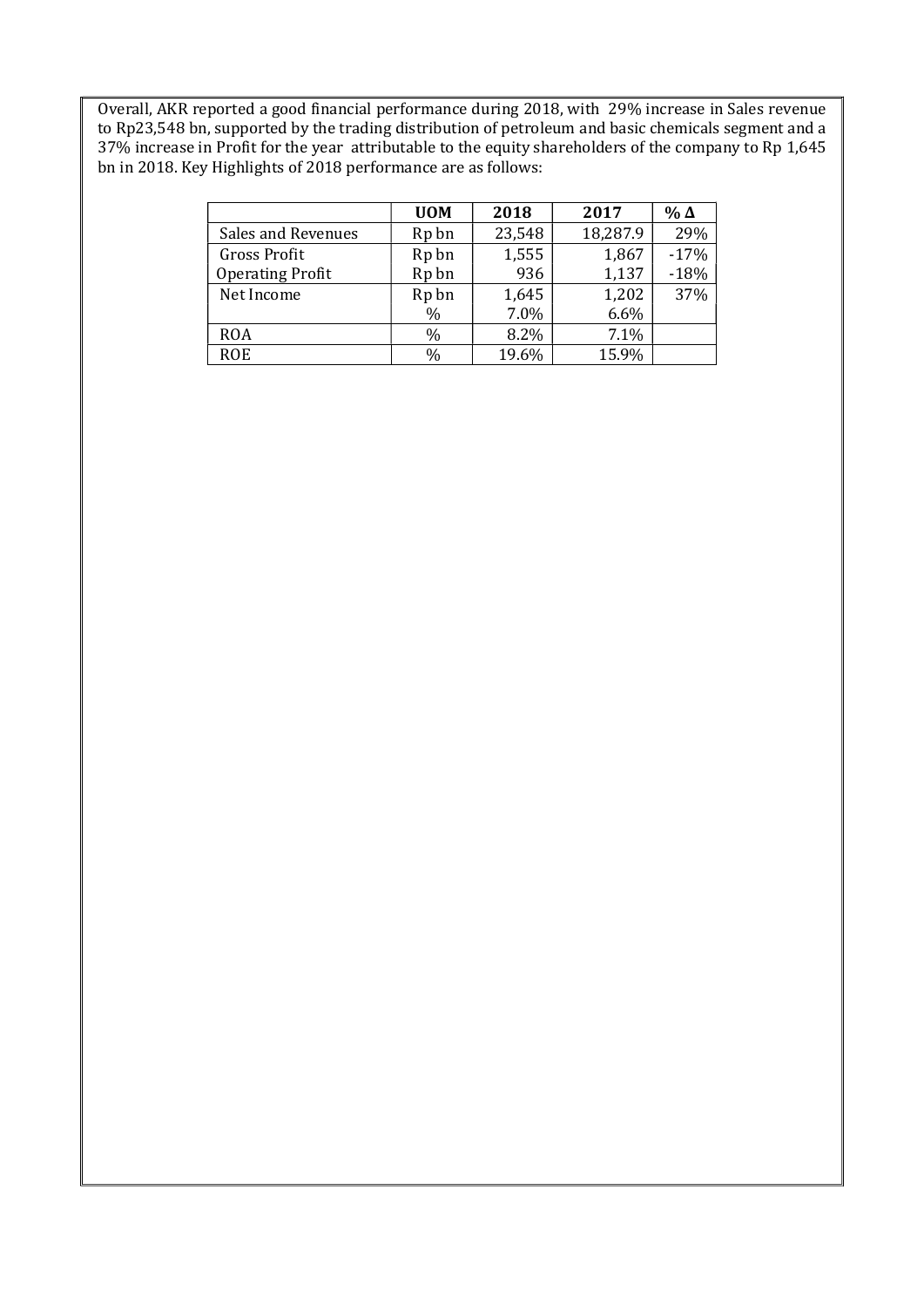Overall, AKR reported a good financial performance during 2018, with 29% increase in Sales revenue to Rp23,548 bn, supported by the trading distribution of petroleum and basic chemicals segment and a 37% increase in Profit for the year attributable to the equity shareholders of the company to Rp 1,645 bn in 2018. Key Highlights of 2018 performance are as follows:

| | UOM | 2018 | 2017 | % Δ |
|---|---|---|---|---|
| Sales and Revenues | Rp bn | 23,548 | 18,287.9 | 29% |
| Gross Profit | Rp bn | 1,555 | 1,867 | -17% |
| Operating Profit | Rp bn | 936 | 1,137 | -18% |
| Net Income | Rp bn | 1,645 | 1,202 | 37% |
| | % | 7.0% | 6.6% | |
| ROA | % | 8.2% | 7.1% | |
| ROE | % | 19.6% | 15.9% | |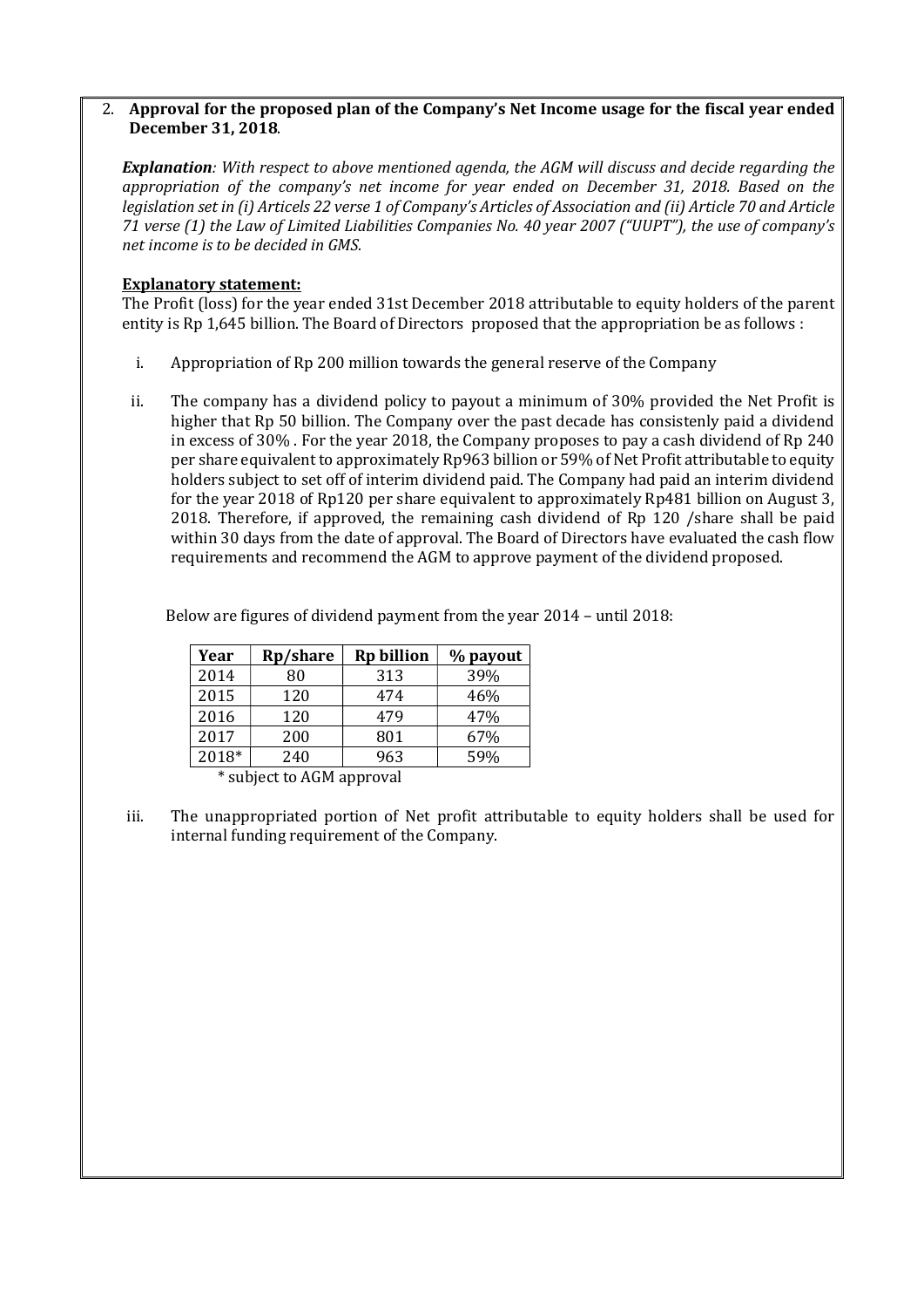2. **Approval for the proposed plan of the Company's Net Income usage for the fiscal year ended December 31, 2018**.

***Explanation**: With respect to above mentioned agenda, the AGM will discuss and decide regarding the appropriation of the company's net income for year ended on December 31, 2018. Based on the legislation set in (i) Articels 22 verse 1 of Company's Articles of Association and (ii) Article 70 and Article 71 verse (1) the Law of Limited Liabilities Companies No. 40 year 2007 ("UUPT"), the use of company's net income is to be decided in GMS.*

**Explanatory statement:**

The Profit (loss) for the year ended 31st December 2018 attributable to equity holders of the parent entity is Rp 1,645 billion. The Board of Directors proposed that the appropriation be as follows :

i. Appropriation of Rp 200 million towards the general reserve of the Company

ii. The company has a dividend policy to payout a minimum of 30% provided the Net Profit is higher that Rp 50 billion. The Company over the past decade has consistenly paid a dividend in excess of 30% . For the year 2018, the Company proposes to pay a cash dividend of Rp 240 per share equivalent to approximately Rp963 billion or 59% of Net Profit attributable to equity holders subject to set off of interim dividend paid. The Company had paid an interim dividend for the year 2018 of Rp120 per share equivalent to approximately Rp481 billion on August 3, 2018. Therefore, if approved, the remaining cash dividend of Rp 120 /share shall be paid within 30 days from the date of approval. The Board of Directors have evaluated the cash flow requirements and recommend the AGM to approve payment of the dividend proposed.

Below are figures of dividend payment from the year 2014 – until 2018:

| Year | Rp/share | Rp billion | % payout |
|---|---|---|---|
| 2014 | 80 | 313 | 39% |
| 2015 | 120 | 474 | 46% |
| 2016 | 120 | 479 | 47% |
| 2017 | 200 | 801 | 67% |
| 2018* | 240 | 963 | 59% |

\* subject to AGM approval

iii. The unappropriated portion of Net profit attributable to equity holders shall be used for internal funding requirement of the Company.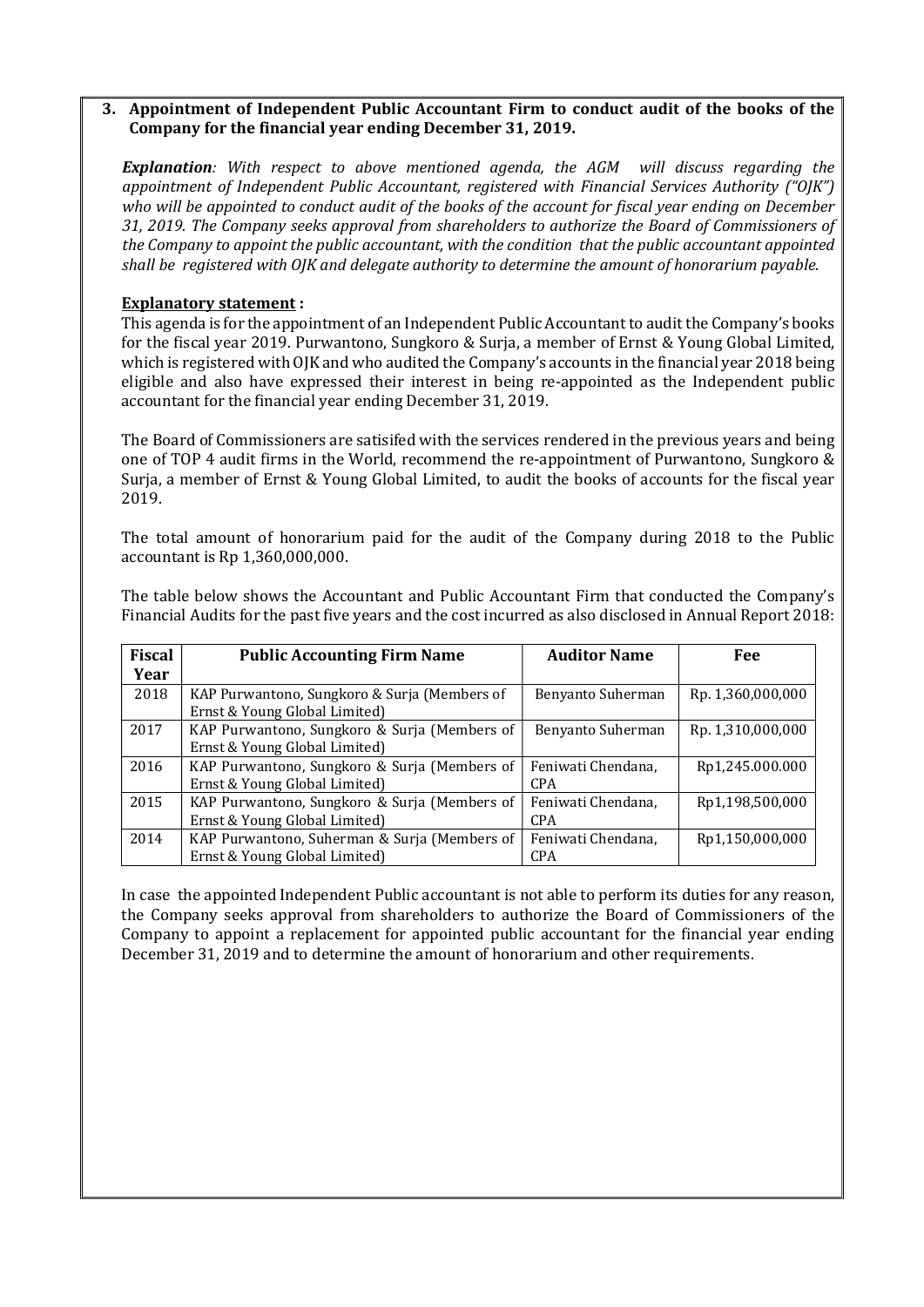**3. Appointment of Independent Public Accountant Firm to conduct audit of the books of the Company for the financial year ending December 31, 2019.**

***Explanation****: With respect to above mentioned agenda, the AGM will discuss regarding the appointment of Independent Public Accountant, registered with Financial Services Authority ("OJK") who will be appointed to conduct audit of the books of the account for fiscal year ending on December 31, 2019. The Company seeks approval from shareholders to authorize the Board of Commissioners of the Company to appoint the public accountant, with the condition that the public accountant appointed shall be registered with OJK and delegate authority to determine the amount of honorarium payable.*

**Explanatory statement :**

This agenda is for the appointment of an Independent Public Accountant to audit the Company's books for the fiscal year 2019. Purwantono, Sungkoro & Surja, a member of Ernst & Young Global Limited, which is registered with OJK and who audited the Company's accounts in the financial year 2018 being eligible and also have expressed their interest in being re-appointed as the Independent public accountant for the financial year ending December 31, 2019.

The Board of Commissioners are satisifed with the services rendered in the previous years and being one of TOP 4 audit firms in the World, recommend the re-appointment of Purwantono, Sungkoro & Surja, a member of Ernst & Young Global Limited, to audit the books of accounts for the fiscal year 2019.

The total amount of honorarium paid for the audit of the Company during 2018 to the Public accountant is Rp 1,360,000,000.

The table below shows the Accountant and Public Accountant Firm that conducted the Company's Financial Audits for the past five years and the cost incurred as also disclosed in Annual Report 2018:

| Fiscal Year | Public Accounting Firm Name | Auditor Name | Fee |
|---|---|---|---|
| 2018 | KAP Purwantono, Sungkoro & Surja (Members of Ernst & Young Global Limited) | Benyanto Suherman | Rp. 1,360,000,000 |
| 2017 | KAP Purwantono, Sungkoro & Surja (Members of Ernst & Young Global Limited) | Benyanto Suherman | Rp. 1,310,000,000 |
| 2016 | KAP Purwantono, Sungkoro & Surja (Members of Ernst & Young Global Limited) | Feniwati Chendana, CPA | Rp1,245.000.000 |
| 2015 | KAP Purwantono, Sungkoro & Surja (Members of Ernst & Young Global Limited) | Feniwati Chendana, CPA | Rp1,198,500,000 |
| 2014 | KAP Purwantono, Suherman & Surja (Members of Ernst & Young Global Limited) | Feniwati Chendana, CPA | Rp1,150,000,000 |

In case the appointed Independent Public accountant is not able to perform its duties for any reason, the Company seeks approval from shareholders to authorize the Board of Commissioners of the Company to appoint a replacement for appointed public accountant for the financial year ending December 31, 2019 and to determine the amount of honorarium and other requirements.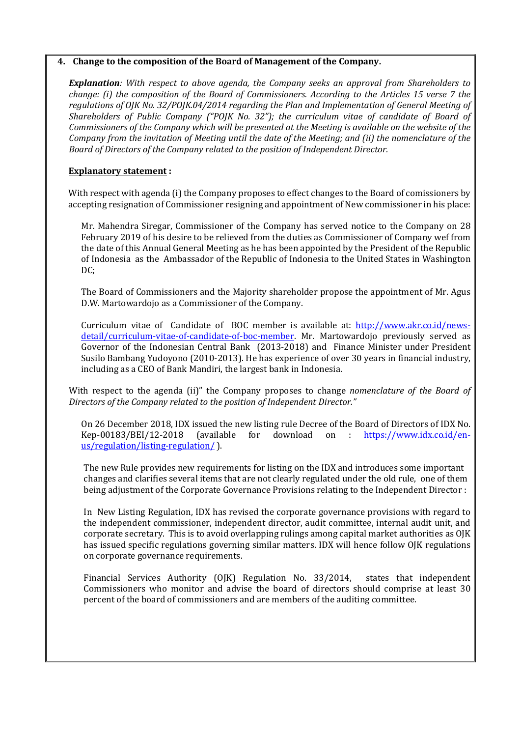**4. Change to the composition of the Board of Management of the Company.**

***Explanation**: With respect to above agenda, the Company seeks an approval from Shareholders to change: (i) the composition of the Board of Commissioners. According to the Articles 15 verse 7 the regulations of OJK No. 32/POJK.04/2014 regarding the Plan and Implementation of General Meeting of Shareholders of Public Company ("POJK No. 32"); the curriculum vitae of candidate of Board of Commissioners of the Company which will be presented at the Meeting is available on the website of the Company from the invitation of Meeting until the date of the Meeting; and (ii) the nomenclature of the Board of Directors of the Company related to the position of Independent Director.*

**<u>Explanatory statement</u> :**

With respect with agenda (i) the Company proposes to effect changes to the Board of comissioners by accepting resignation of Commissioner resigning and appointment of New commissioner in his place:

Mr. Mahendra Siregar, Commissioner of the Company has served notice to the Company on 28 February 2019 of his desire to be relieved from the duties as Commissioner of Company wef from the date of this Annual General Meeting as he has been appointed by the President of the Republic of Indonesia as the Ambassador of the Republic of Indonesia to the United States in Washington DC;

The Board of Commissioners and the Majority shareholder propose the appointment of Mr. Agus D.W. Martowardojo as a Commissioner of the Company.

Curriculum vitae of Candidate of BOC member is available at: http://www.akr.co.id/news-detail/curriculum-vitae-of-candidate-of-boc-member. Mr. Martowardojo previously served as Governor of the Indonesian Central Bank (2013-2018) and Finance Minister under President Susilo Bambang Yudoyono (2010-2013). He has experience of over 30 years in financial industry, including as a CEO of Bank Mandiri, the largest bank in Indonesia.

With respect to the agenda (ii)" the Company proposes to change *nomenclature of the Board of Directors of the Company related to the position of Independent Director."*

On 26 December 2018, IDX issued the new listing rule Decree of the Board of Directors of IDX No. Kep-00183/BEI/12-2018 (available for download on : https://www.idx.co.id/en-us/regulation/listing-regulation/ ).

The new Rule provides new requirements for listing on the IDX and introduces some important changes and clarifies several items that are not clearly regulated under the old rule, one of them being adjustment of the Corporate Governance Provisions relating to the Independent Director :

In New Listing Regulation, IDX has revised the corporate governance provisions with regard to the independent commissioner, independent director, audit committee, internal audit unit, and corporate secretary. This is to avoid overlapping rulings among capital market authorities as OJK has issued specific regulations governing similar matters. IDX will hence follow OJK regulations on corporate governance requirements.

Financial Services Authority (OJK) Regulation No. 33/2014, states that independent Commissioners who monitor and advise the board of directors should comprise at least 30 percent of the board of commissioners and are members of the auditing committee.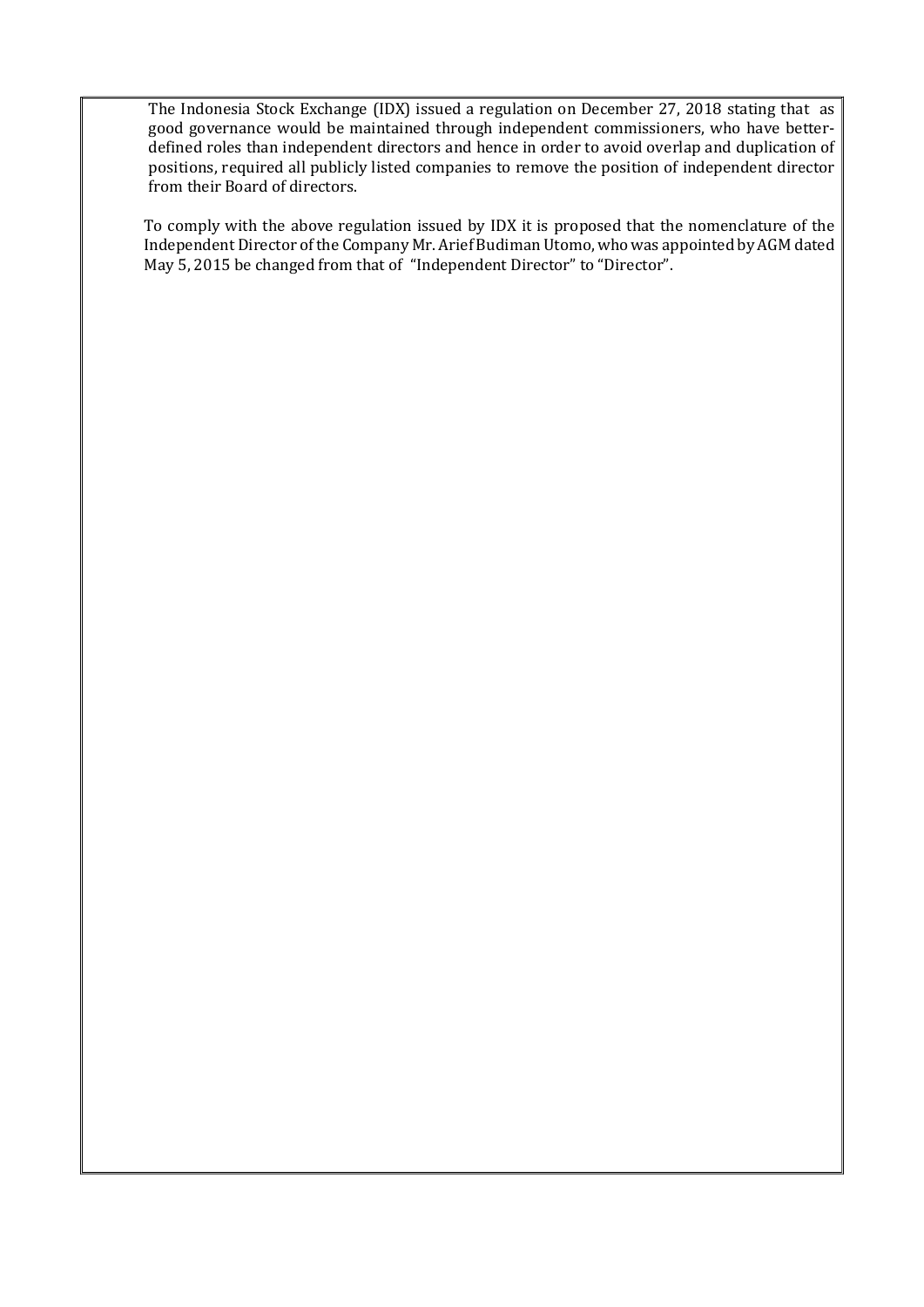The Indonesia Stock Exchange (IDX) issued a regulation on December 27, 2018 stating that as good governance would be maintained through independent commissioners, who have better-defined roles than independent directors and hence in order to avoid overlap and duplication of positions, required all publicly listed companies to remove the position of independent director from their Board of directors.

To comply with the above regulation issued by IDX it is proposed that the nomenclature of the Independent Director of the Company Mr. Arief Budiman Utomo, who was appointed by AGM dated May 5, 2015 be changed from that of "Independent Director" to "Director".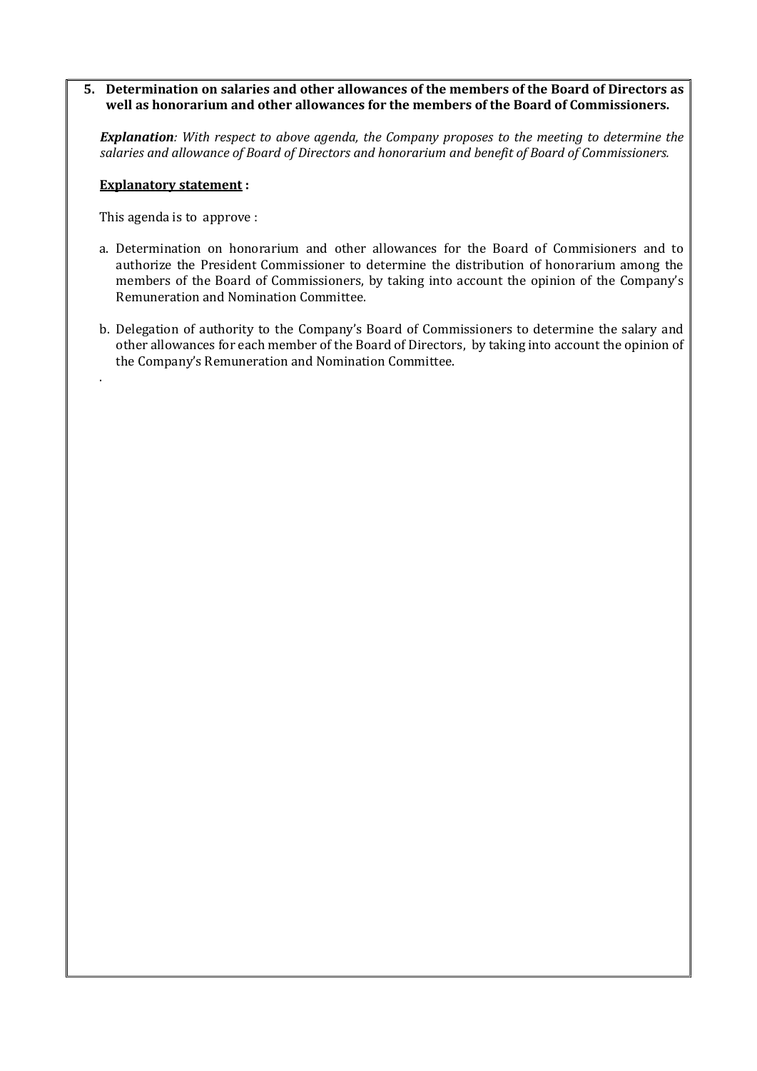**5. Determination on salaries and other allowances of the members of the Board of Directors as well as honorarium and other allowances for the members of the Board of Commissioners.**

***Explanation**: With respect to above agenda, the Company proposes to the meeting to determine the salaries and allowance of Board of Directors and honorarium and benefit of Board of Commissioners.*

**Explanatory statement :**

This agenda is to approve :

a. Determination on honorarium and other allowances for the Board of Commisioners and to authorize the President Commissioner to determine the distribution of honorarium among the members of the Board of Commissioners, by taking into account the opinion of the Company's Remuneration and Nomination Committee.

b. Delegation of authority to the Company's Board of Commissioners to determine the salary and other allowances for each member of the Board of Directors, by taking into account the opinion of the Company's Remuneration and Nomination Committee.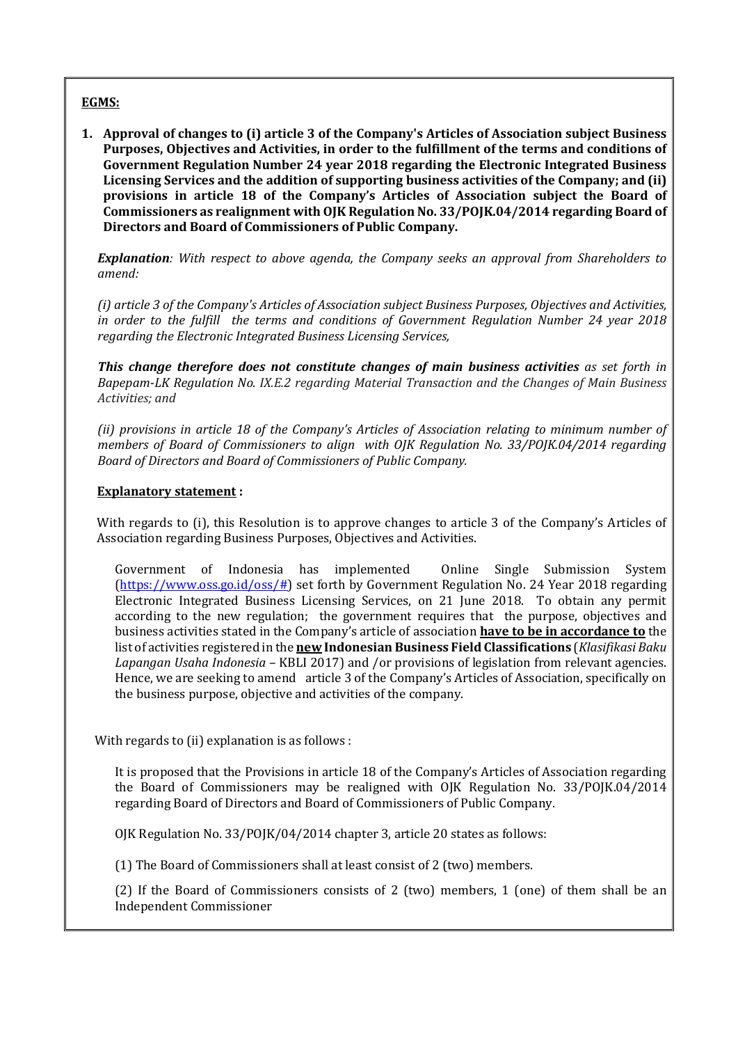**EGMS:**

1. **Approval of changes to (i) article 3 of the Company's Articles of Association subject Business Purposes, Objectives and Activities, in order to the fulfillment of the terms and conditions of Government Regulation Number 24 year 2018 regarding the Electronic Integrated Business Licensing Services and the addition of supporting business activities of the Company; and (ii) provisions in article 18 of the Company's Articles of Association subject the Board of Commissioners as realignment with OJK Regulation No. 33/POJK.04/2014 regarding Board of Directors and Board of Commissioners of Public Company.**

   ***Explanation**: With respect to above agenda, the Company seeks an approval from Shareholders to amend:*

   *(i) article 3 of the Company's Articles of Association subject Business Purposes, Objectives and Activities, in order to the fulfill the terms and conditions of Government Regulation Number 24 year 2018 regarding the Electronic Integrated Business Licensing Services,*

   ***This change therefore does not constitute changes of main business activities** as set forth in Bapepam-LK Regulation No. IX.E.2 regarding Material Transaction and the Changes of Main Business Activities; and*

   *(ii) provisions in article 18 of the Company's Articles of Association relating to minimum number of members of Board of Commissioners to align with OJK Regulation No. 33/POJK.04/2014 regarding Board of Directors and Board of Commissioners of Public Company.*

   **Explanatory statement :**

   With regards to (i), this Resolution is to approve changes to article 3 of the Company's Articles of Association regarding Business Purposes, Objectives and Activities.

   Government of Indonesia has implemented Online Single Submission System (https://www.oss.go.id/oss/#) set forth by Government Regulation No. 24 Year 2018 regarding Electronic Integrated Business Licensing Services, on 21 June 2018. To obtain any permit according to the new regulation; the government requires that the purpose, objectives and business activities stated in the Company's article of association **have to be in accordance to** the list of activities registered in the **new Indonesian Business Field Classifications** (*Klasifikasi Baku Lapangan Usaha Indonesia* – KBLI 2017) and /or provisions of legislation from relevant agencies. Hence, we are seeking to amend article 3 of the Company's Articles of Association, specifically on the business purpose, objective and activities of the company.

   With regards to (ii) explanation is as follows :

   It is proposed that the Provisions in article 18 of the Company's Articles of Association regarding the Board of Commissioners may be realigned with OJK Regulation No. 33/POJK.04/2014 regarding Board of Directors and Board of Commissioners of Public Company.

   OJK Regulation No. 33/POJK/04/2014 chapter 3, article 20 states as follows:

   (1) The Board of Commissioners shall at least consist of 2 (two) members.

   (2) If the Board of Commissioners consists of 2 (two) members, 1 (one) of them shall be an Independent Commissioner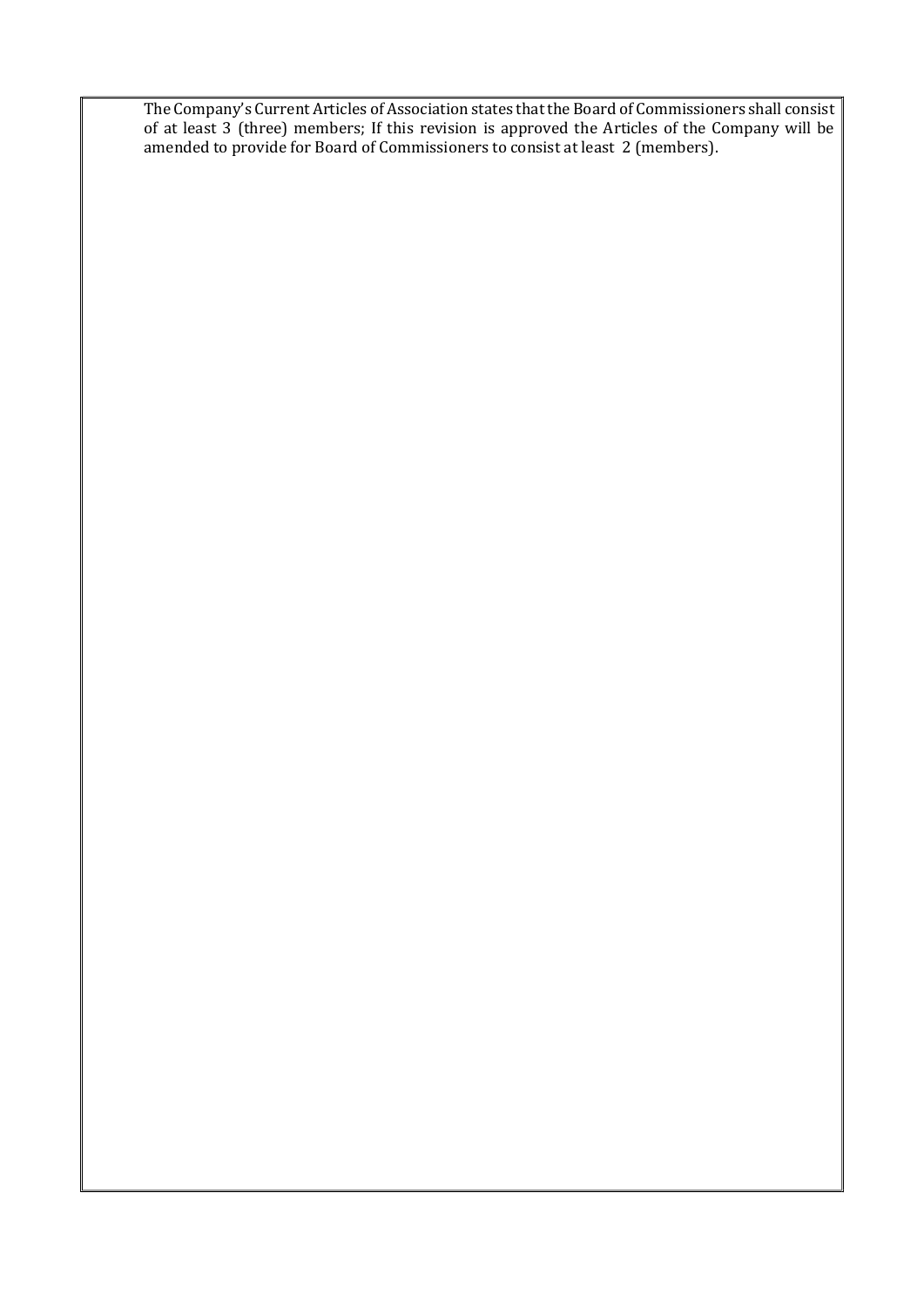The Company's Current Articles of Association states that the Board of Commissioners shall consist of at least 3 (three) members; If this revision is approved the Articles of the Company will be amended to provide for Board of Commissioners to consist at least 2 (members).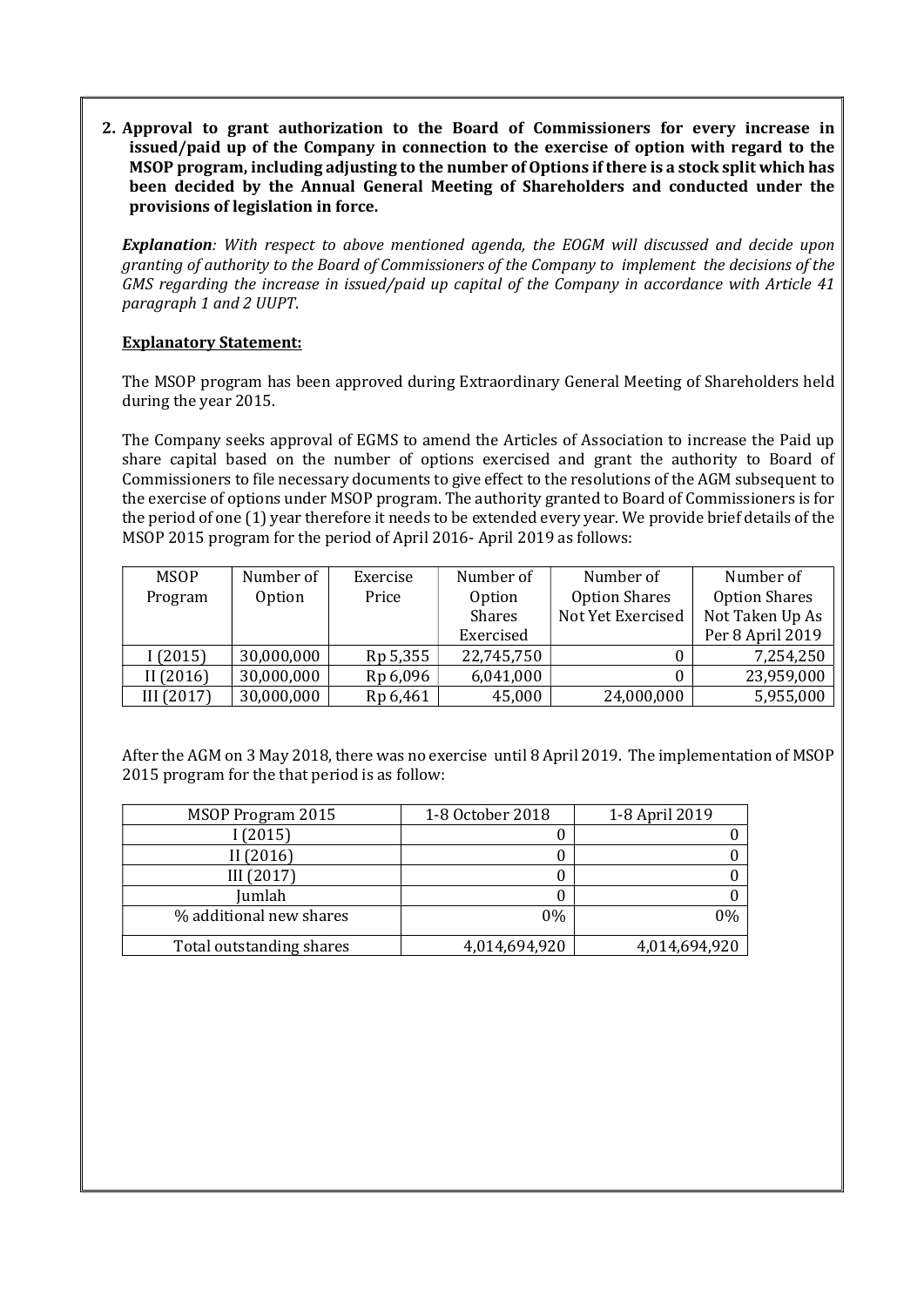**2. Approval to grant authorization to the Board of Commissioners for every increase in issued/paid up of the Company in connection to the exercise of option with regard to the MSOP program, including adjusting to the number of Options if there is a stock split which has been decided by the Annual General Meeting of Shareholders and conducted under the provisions of legislation in force.**

***Explanation****: With respect to above mentioned agenda, the EOGM will discussed and decide upon granting of authority to the Board of Commissioners of the Company to implement the decisions of the GMS regarding the increase in issued/paid up capital of the Company in accordance with Article 41 paragraph 1 and 2 UUPT*.

**Explanatory Statement:**

The MSOP program has been approved during Extraordinary General Meeting of Shareholders held during the year 2015.

The Company seeks approval of EGMS to amend the Articles of Association to increase the Paid up share capital based on the number of options exercised and grant the authority to Board of Commissioners to file necessary documents to give effect to the resolutions of the AGM subsequent to the exercise of options under MSOP program. The authority granted to Board of Commissioners is for the period of one (1) year therefore it needs to be extended every year. We provide brief details of the MSOP 2015 program for the period of April 2016- April 2019 as follows:

| MSOP Program | Number of Option | Exercise Price | Number of Option Shares Exercised | Number of Option Shares Not Yet Exercised | Number of Option Shares Not Taken Up As Per 8 April 2019 |
|---|---|---|---|---|---|
| I (2015) | 30,000,000 | Rp 5,355 | 22,745,750 | 0 | 7,254,250 |
| II (2016) | 30,000,000 | Rp 6,096 | 6,041,000 | 0 | 23,959,000 |
| III (2017) | 30,000,000 | Rp 6,461 | 45,000 | 24,000,000 | 5,955,000 |

After the AGM on 3 May 2018, there was no exercise until 8 April 2019. The implementation of MSOP 2015 program for the that period is as follow:

| MSOP Program 2015 | 1-8 October 2018 | 1-8 April 2019 |
|---|---|---|
| I (2015) | 0 | 0 |
| II (2016) | 0 | 0 |
| III (2017) | 0 | 0 |
| Jumlah | 0 | 0 |
| % additional new shares | 0% | 0% |
| Total outstanding shares | 4,014,694,920 | 4,014,694,920 |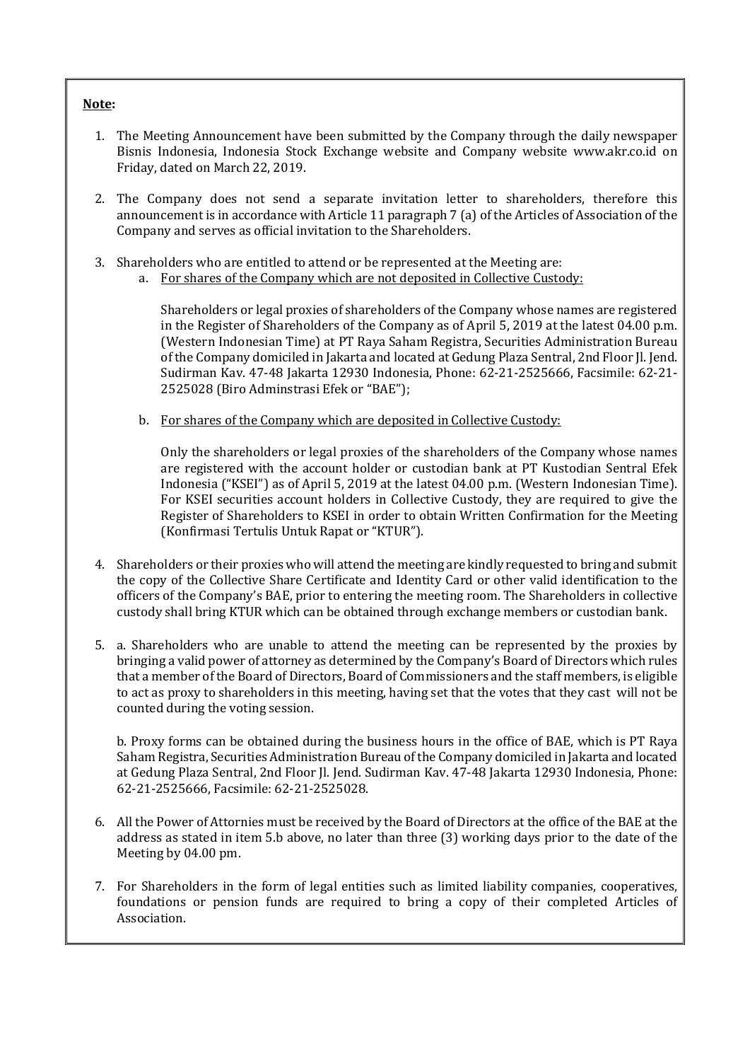**Note:**

1. The Meeting Announcement have been submitted by the Company through the daily newspaper Bisnis Indonesia, Indonesia Stock Exchange website and Company website www.akr.co.id on Friday, dated on March 22, 2019.

2. The Company does not send a separate invitation letter to shareholders, therefore this announcement is in accordance with Article 11 paragraph 7 (a) of the Articles of Association of the Company and serves as official invitation to the Shareholders.

3. Shareholders who are entitled to attend or be represented at the Meeting are:
   a. <u>For shares of the Company which are not deposited in Collective Custody:</u>

      Shareholders or legal proxies of shareholders of the Company whose names are registered in the Register of Shareholders of the Company as of April 5, 2019 at the latest 04.00 p.m. (Western Indonesian Time) at PT Raya Saham Registra, Securities Administration Bureau of the Company domiciled in Jakarta and located at Gedung Plaza Sentral, 2nd Floor Jl. Jend. Sudirman Kav. 47-48 Jakarta 12930 Indonesia, Phone: 62-21-2525666, Facsimile: 62-21-2525028 (Biro Adminstrasi Efek or "BAE");

   b. <u>For shares of the Company which are deposited in Collective Custody:</u>

      Only the shareholders or legal proxies of the shareholders of the Company whose names are registered with the account holder or custodian bank at PT Kustodian Sentral Efek Indonesia ("KSEI") as of April 5, 2019 at the latest 04.00 p.m. (Western Indonesian Time). For KSEI securities account holders in Collective Custody, they are required to give the Register of Shareholders to KSEI in order to obtain Written Confirmation for the Meeting (Konfirmasi Tertulis Untuk Rapat or "KTUR").

4. Shareholders or their proxies who will attend the meeting are kindly requested to bring and submit the copy of the Collective Share Certificate and Identity Card or other valid identification to the officers of the Company's BAE, prior to entering the meeting room. The Shareholders in collective custody shall bring KTUR which can be obtained through exchange members or custodian bank.

5. a. Shareholders who are unable to attend the meeting can be represented by the proxies by bringing a valid power of attorney as determined by the Company's Board of Directors which rules that a member of the Board of Directors, Board of Commissioners and the staff members, is eligible to act as proxy to shareholders in this meeting, having set that the votes that they cast will not be counted during the voting session.

   b. Proxy forms can be obtained during the business hours in the office of BAE, which is PT Raya Saham Registra, Securities Administration Bureau of the Company domiciled in Jakarta and located at Gedung Plaza Sentral, 2nd Floor Jl. Jend. Sudirman Kav. 47-48 Jakarta 12930 Indonesia, Phone: 62-21-2525666, Facsimile: 62-21-2525028.

6. All the Power of Attornies must be received by the Board of Directors at the office of the BAE at the address as stated in item 5.b above, no later than three (3) working days prior to the date of the Meeting by 04.00 pm.

7. For Shareholders in the form of legal entities such as limited liability companies, cooperatives, foundations or pension funds are required to bring a copy of their completed Articles of Association.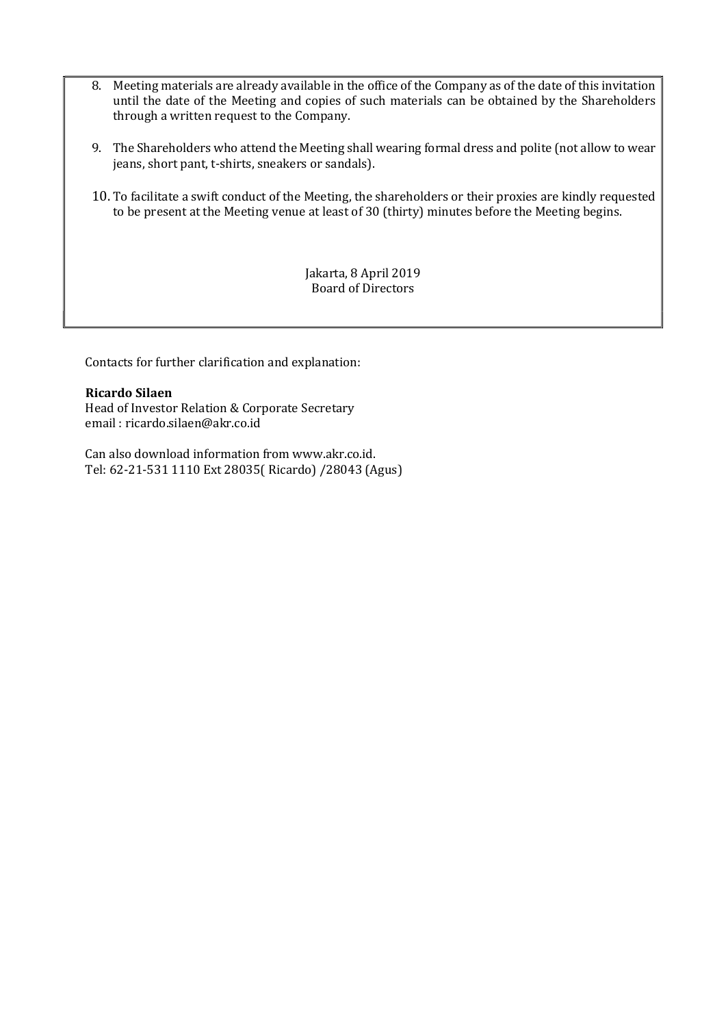8. Meeting materials are already available in the office of the Company as of the date of this invitation until the date of the Meeting and copies of such materials can be obtained by the Shareholders through a written request to the Company.

9. The Shareholders who attend the Meeting shall wearing formal dress and polite (not allow to wear jeans, short pant, t-shirts, sneakers or sandals).

10. To facilitate a swift conduct of the Meeting, the shareholders or their proxies are kindly requested to be present at the Meeting venue at least of 30 (thirty) minutes before the Meeting begins.

Jakarta, 8 April 2019
Board of Directors

Contacts for further clarification and explanation:

**Ricardo Silaen**
Head of Investor Relation & Corporate Secretary
email : ricardo.silaen@akr.co.id

Can also download information from www.akr.co.id.
Tel: 62-21-531 1110 Ext 28035( Ricardo) /28043 (Agus)